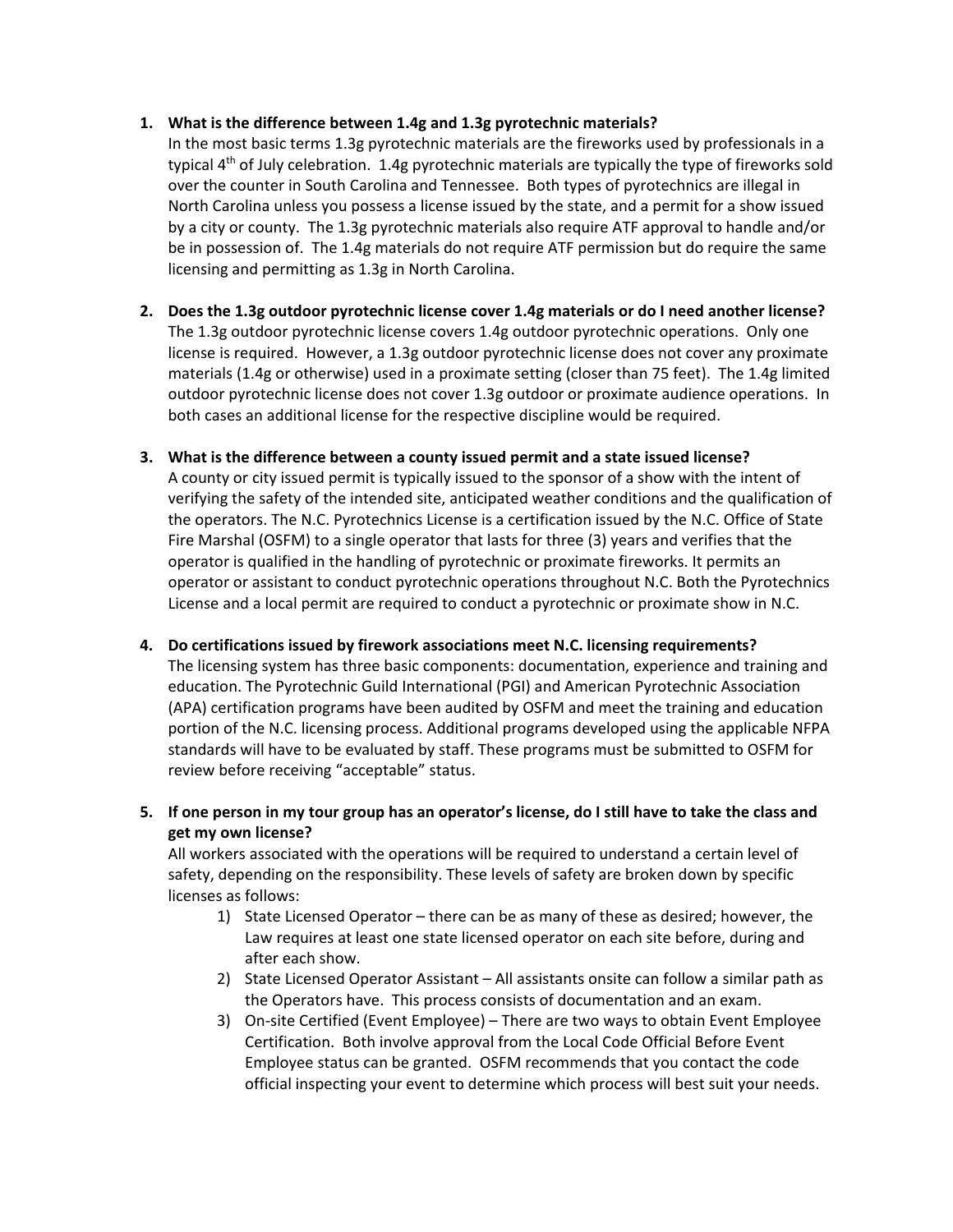1. **What is the difference between 1.4g and 1.3g pyrotechnic materials?**
   In the most basic terms 1.3g pyrotechnic materials are the fireworks used by professionals in a typical 4th of July celebration. 1.4g pyrotechnic materials are typically the type of fireworks sold over the counter in South Carolina and Tennessee. Both types of pyrotechnics are illegal in North Carolina unless you possess a license issued by the state, and a permit for a show issued by a city or county. The 1.3g pyrotechnic materials also require ATF approval to handle and/or be in possession of. The 1.4g materials do not require ATF permission but do require the same licensing and permitting as 1.3g in North Carolina.

2. **Does the 1.3g outdoor pyrotechnic license cover 1.4g materials or do I need another license?**
   The 1.3g outdoor pyrotechnic license covers 1.4g outdoor pyrotechnic operations. Only one license is required. However, a 1.3g outdoor pyrotechnic license does not cover any proximate materials (1.4g or otherwise) used in a proximate setting (closer than 75 feet). The 1.4g limited outdoor pyrotechnic license does not cover 1.3g outdoor or proximate audience operations. In both cases an additional license for the respective discipline would be required.

3. **What is the difference between a county issued permit and a state issued license?**
   A county or city issued permit is typically issued to the sponsor of a show with the intent of verifying the safety of the intended site, anticipated weather conditions and the qualification of the operators. The N.C. Pyrotechnics License is a certification issued by the N.C. Office of State Fire Marshal (OSFM) to a single operator that lasts for three (3) years and verifies that the operator is qualified in the handling of pyrotechnic or proximate fireworks. It permits an operator or assistant to conduct pyrotechnic operations throughout N.C. Both the Pyrotechnics License and a local permit are required to conduct a pyrotechnic or proximate show in N.C.

4. **Do certifications issued by firework associations meet N.C. licensing requirements?**
   The licensing system has three basic components: documentation, experience and training and education. The Pyrotechnic Guild International (PGI) and American Pyrotechnic Association (APA) certification programs have been audited by OSFM and meet the training and education portion of the N.C. licensing process. Additional programs developed using the applicable NFPA standards will have to be evaluated by staff. These programs must be submitted to OSFM for review before receiving "acceptable" status.

5. **If one person in my tour group has an operator's license, do I still have to take the class and get my own license?**
   All workers associated with the operations will be required to understand a certain level of safety, depending on the responsibility. These levels of safety are broken down by specific licenses as follows:
   1) State Licensed Operator – there can be as many of these as desired; however, the Law requires at least one state licensed operator on each site before, during and after each show.
   2) State Licensed Operator Assistant – All assistants onsite can follow a similar path as the Operators have. This process consists of documentation and an exam.
   3) On-site Certified (Event Employee) – There are two ways to obtain Event Employee Certification. Both involve approval from the Local Code Official Before Event Employee status can be granted. OSFM recommends that you contact the code official inspecting your event to determine which process will best suit your needs.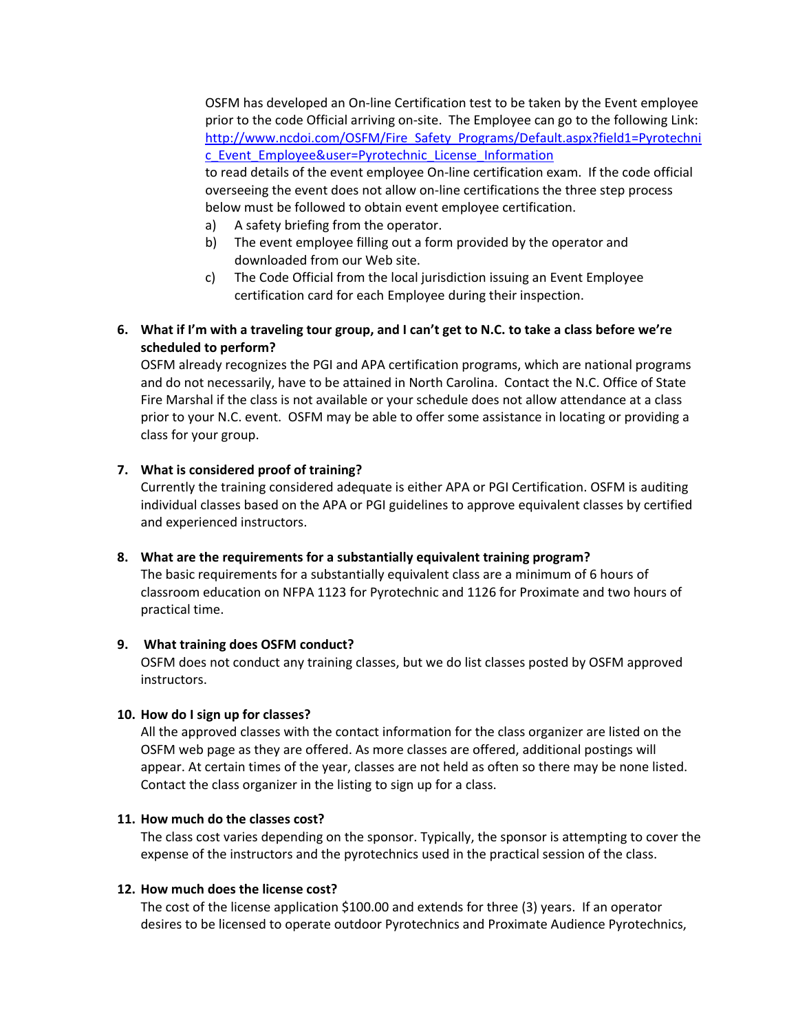OSFM has developed an On-line Certification test to be taken by the Event employee prior to the code Official arriving on-site. The Employee can go to the following Link: [http://www.ncdoi.com/OSFM/Fire_Safety_Programs/Default.aspx?field1=Pyrotechnic_Event_Employee&user=Pyrotechnic_License_Information](http://www.ncdoi.com/OSFM/Fire_Safety_Programs/Default.aspx?field1=Pyrotechnic_Event_Employee&user=Pyrotechnic_License_Information) to read details of the event employee On-line certification exam. If the code official overseeing the event does not allow on-line certifications the three step process below must be followed to obtain event employee certification.

a) A safety briefing from the operator.
b) The event employee filling out a form provided by the operator and downloaded from our Web site.
c) The Code Official from the local jurisdiction issuing an Event Employee certification card for each Employee during their inspection.

**6. What if I'm with a traveling tour group, and I can't get to N.C. to take a class before we're scheduled to perform?**

OSFM already recognizes the PGI and APA certification programs, which are national programs and do not necessarily, have to be attained in North Carolina. Contact the N.C. Office of State Fire Marshal if the class is not available or your schedule does not allow attendance at a class prior to your N.C. event. OSFM may be able to offer some assistance in locating or providing a class for your group.

**7. What is considered proof of training?**

Currently the training considered adequate is either APA or PGI Certification. OSFM is auditing individual classes based on the APA or PGI guidelines to approve equivalent classes by certified and experienced instructors.

**8. What are the requirements for a substantially equivalent training program?**

The basic requirements for a substantially equivalent class are a minimum of 6 hours of classroom education on NFPA 1123 for Pyrotechnic and 1126 for Proximate and two hours of practical time.

**9. What training does OSFM conduct?**

OSFM does not conduct any training classes, but we do list classes posted by OSFM approved instructors.

**10. How do I sign up for classes?**

All the approved classes with the contact information for the class organizer are listed on the OSFM web page as they are offered. As more classes are offered, additional postings will appear. At certain times of the year, classes are not held as often so there may be none listed. Contact the class organizer in the listing to sign up for a class.

**11. How much do the classes cost?**

The class cost varies depending on the sponsor. Typically, the sponsor is attempting to cover the expense of the instructors and the pyrotechnics used in the practical session of the class.

**12. How much does the license cost?**

The cost of the license application $100.00 and extends for three (3) years. If an operator desires to be licensed to operate outdoor Pyrotechnics and Proximate Audience Pyrotechnics,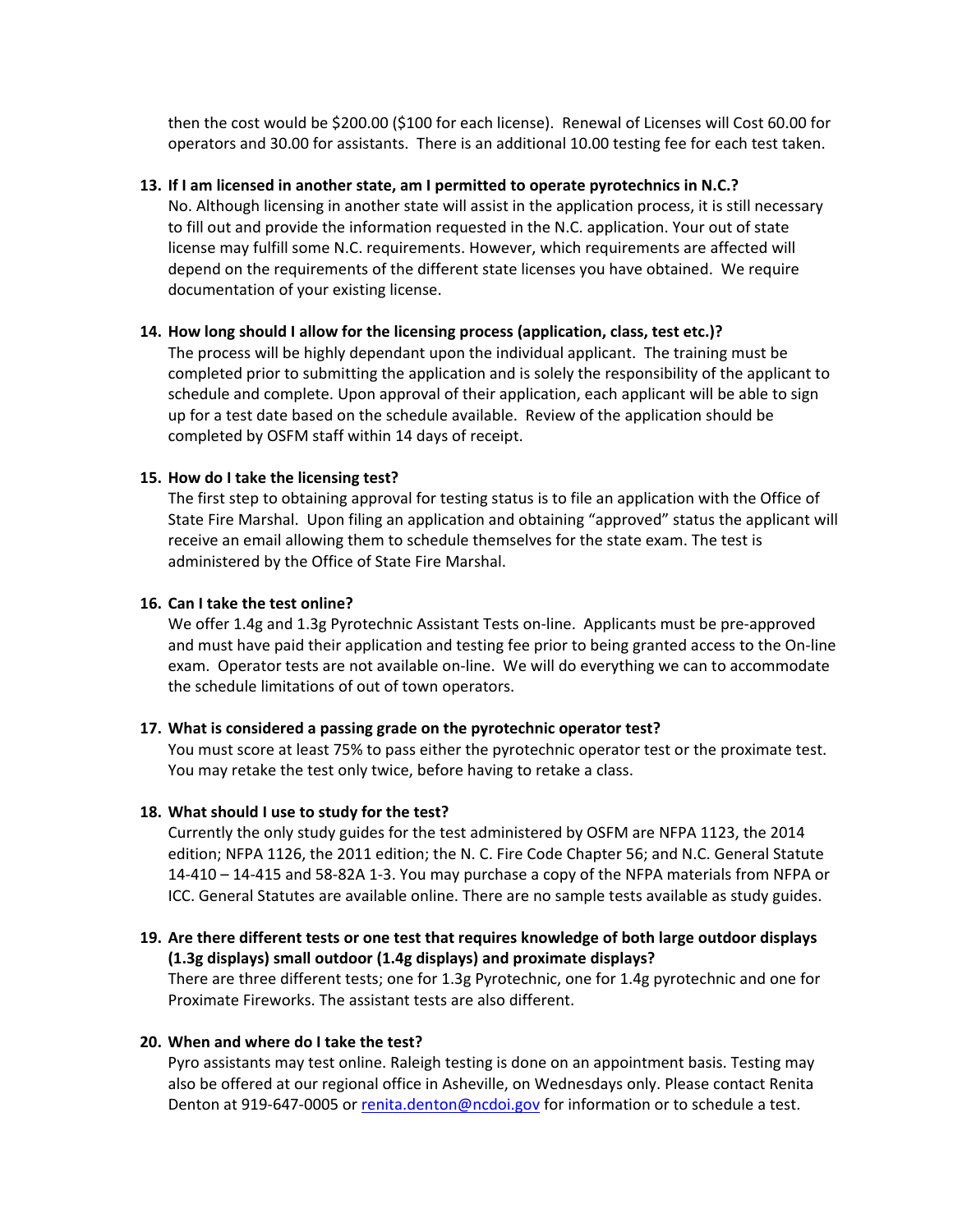then the cost would be $200.00 ($100 for each license). Renewal of Licenses will Cost 60.00 for operators and 30.00 for assistants. There is an additional 10.00 testing fee for each test taken.

13. **If I am licensed in another state, am I permitted to operate pyrotechnics in N.C.?**
    No. Although licensing in another state will assist in the application process, it is still necessary to fill out and provide the information requested in the N.C. application. Your out of state license may fulfill some N.C. requirements. However, which requirements are affected will depend on the requirements of the different state licenses you have obtained. We require documentation of your existing license.

14. **How long should I allow for the licensing process (application, class, test etc.)?**
    The process will be highly dependant upon the individual applicant. The training must be completed prior to submitting the application and is solely the responsibility of the applicant to schedule and complete. Upon approval of their application, each applicant will be able to sign up for a test date based on the schedule available. Review of the application should be completed by OSFM staff within 14 days of receipt.

15. **How do I take the licensing test?**
    The first step to obtaining approval for testing status is to file an application with the Office of State Fire Marshal. Upon filing an application and obtaining "approved" status the applicant will receive an email allowing them to schedule themselves for the state exam. The test is administered by the Office of State Fire Marshal.

16. **Can I take the test online?**
    We offer 1.4g and 1.3g Pyrotechnic Assistant Tests on-line. Applicants must be pre-approved and must have paid their application and testing fee prior to being granted access to the On-line exam. Operator tests are not available on-line. We will do everything we can to accommodate the schedule limitations of out of town operators.

17. **What is considered a passing grade on the pyrotechnic operator test?**
    You must score at least 75% to pass either the pyrotechnic operator test or the proximate test. You may retake the test only twice, before having to retake a class.

18. **What should I use to study for the test?**
    Currently the only study guides for the test administered by OSFM are NFPA 1123, the 2014 edition; NFPA 1126, the 2011 edition; the N. C. Fire Code Chapter 56; and N.C. General Statute 14-410 – 14-415 and 58-82A 1-3. You may purchase a copy of the NFPA materials from NFPA or ICC. General Statutes are available online. There are no sample tests available as study guides.

19. **Are there different tests or one test that requires knowledge of both large outdoor displays (1.3g displays) small outdoor (1.4g displays) and proximate displays?**
    There are three different tests; one for 1.3g Pyrotechnic, one for 1.4g pyrotechnic and one for Proximate Fireworks. The assistant tests are also different.

20. **When and where do I take the test?**
    Pyro assistants may test online. Raleigh testing is done on an appointment basis. Testing may also be offered at our regional office in Asheville, on Wednesdays only. Please contact Renita Denton at 919-647-0005 or [renita.denton@ncdoi.gov](mailto:renita.denton@ncdoi.gov) for information or to schedule a test.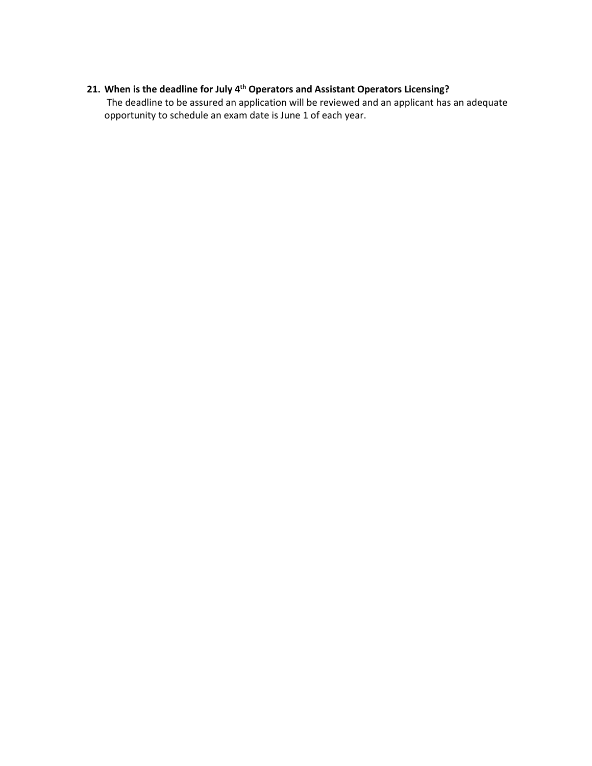21. **When is the deadline for July 4th Operators and Assistant Operators Licensing?**
    The deadline to be assured an application will be reviewed and an applicant has an adequate opportunity to schedule an exam date is June 1 of each year.